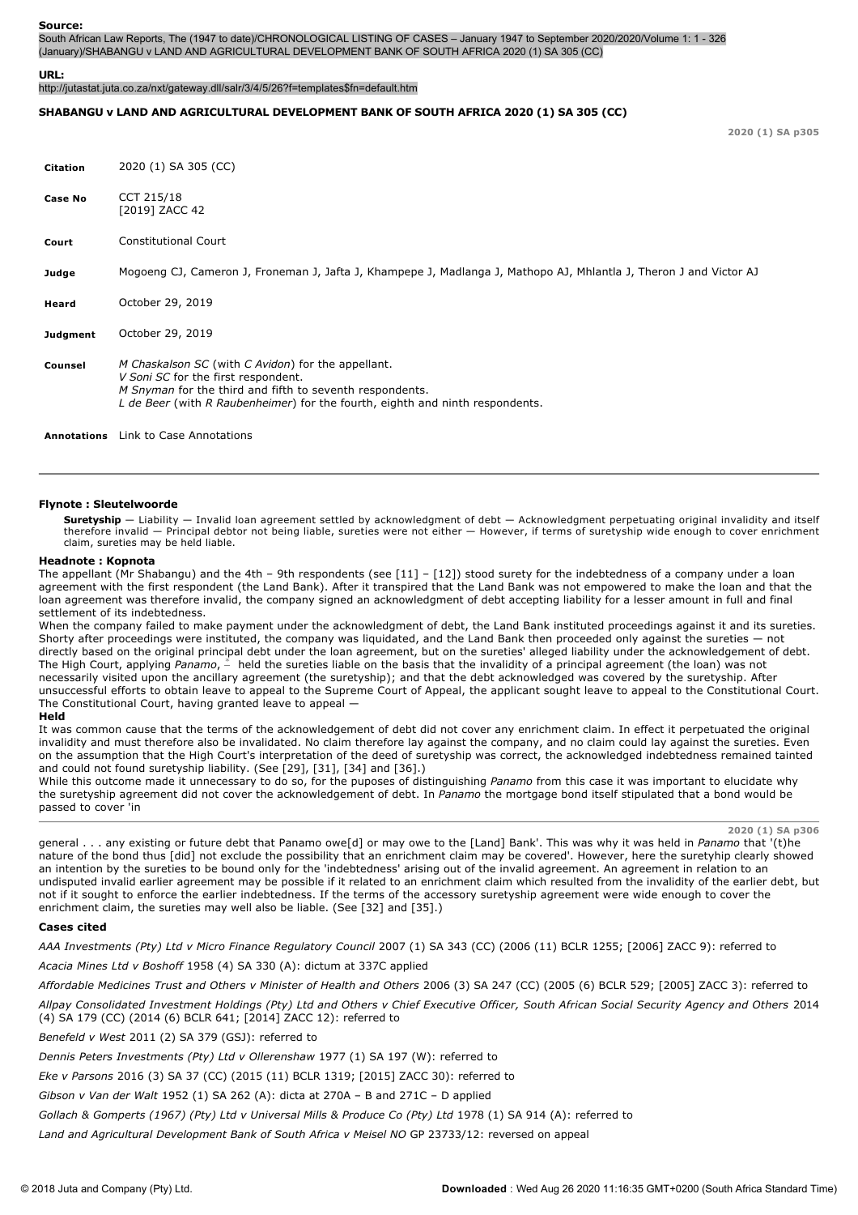**Source:**
South African Law Reports, The (1947 to date)/CHRONOLOGICAL LISTING OF CASES – January 1947 to September 2020/2020/Volume 1: 1 - 326 (January)/SHABANGU v LAND AND AGRICULTURAL DEVELOPMENT BANK OF SOUTH AFRICA 2020 (1) SA 305 (CC)

**URL:**
http://jutastat.juta.co.za/nxt/gateway.dll/salr/3/4/5/26?f=templates$fn=default.htm

**SHABANGU v LAND AND AGRICULTURAL DEVELOPMENT BANK OF SOUTH AFRICA 2020 (1) SA 305 (CC)**

2020 (1) SA p305

| | |
|---|---|
| **Citation** | 2020 (1) SA 305 (CC) |
| **Case No** | CCT 215/18<br>[2019] ZACC 42 |
| **Court** | Constitutional Court |
| **Judge** | Mogoeng CJ, Cameron J, Froneman J, Jafta J, Khampepe J, Madlanga J, Mathopo AJ, Mhlantla J, Theron J and Victor AJ |
| **Heard** | October 29, 2019 |
| **Judgment** | October 29, 2019 |
| **Counsel** | *M Chaskalson SC* (with *C Avidon*) for the appellant.<br>*V Soni SC* for the first respondent.<br>*M Snyman* for the third and fifth to seventh respondents.<br>*L de Beer* (with *R Raubenheimer*) for the fourth, eighth and ninth respondents. |
| **Annotations** | Link to Case Annotations |

**Flynote : Sleutelwoorde**

**Suretyship** — Liability — Invalid loan agreement settled by acknowledgment of debt — Acknowledgment perpetuating original invalidity and itself therefore invalid — Principal debtor not being liable, sureties were not either — However, if terms of suretyship wide enough to cover enrichment claim, sureties may be held liable.

**Headnote : Kopnota**

The appellant (Mr Shabangu) and the 4th – 9th respondents (see [11] – [12]) stood surety for the indebtedness of a company under a loan agreement with the first respondent (the Land Bank). After it transpired that the Land Bank was not empowered to make the loan and that the loan agreement was therefore invalid, the company signed an acknowledgment of debt accepting liability for a lesser amount in full and final settlement of its indebtedness.

When the company failed to make payment under the acknowledgment of debt, the Land Bank instituted proceedings against it and its sureties. Shorty after proceedings were instituted, the company was liquidated, and the Land Bank then proceeded only against the sureties — not directly based on the original principal debt under the loan agreement, but on the sureties' alleged liability under the acknowledgement of debt. The High Court, applying *Panamo*, held the sureties liable on the basis that the invalidity of a principal agreement (the loan) was not necessarily visited upon the ancillary agreement (the suretyship); and that the debt acknowledged was covered by the suretyship. After unsuccessful efforts to obtain leave to appeal to the Supreme Court of Appeal, the applicant sought leave to appeal to the Constitutional Court. The Constitutional Court, having granted leave to appeal —

**Held**

It was common cause that the terms of the acknowledgement of debt did not cover any enrichment claim. In effect it perpetuated the original invalidity and must therefore also be invalidated. No claim therefore lay against the company, and no claim could lay against the sureties. Even on the assumption that the High Court's interpretation of the deed of suretyship was correct, the acknowledged indebtedness remained tainted and could not found suretyship liability. (See [29], [31], [34] and [36].)

While this outcome made it unnecessary to do so, for the puposes of distinguishing *Panamo* from this case it was important to elucidate why the suretyship agreement did not cover the acknowledgement of debt. In *Panamo* the mortgage bond itself stipulated that a bond would be passed to cover 'in

2020 (1) SA p306

general . . . any existing or future debt that Panamo owe[d] or may owe to the [Land] Bank'. This was why it was held in *Panamo* that '(t)he nature of the bond thus [did] not exclude the possibility that an enrichment claim may be covered'. However, here the suretyhip clearly showed an intention by the sureties to be bound only for the 'indebtedness' arising out of the invalid agreement. An agreement in relation to an undisputed invalid earlier agreement may be possible if it related to an enrichment claim which resulted from the invalidity of the earlier debt, but not if it sought to enforce the earlier indebtedness. If the terms of the accessory suretyship agreement were wide enough to cover the enrichment claim, the sureties may well also be liable. (See [32] and [35].)

**Cases cited**

*AAA Investments (Pty) Ltd v Micro Finance Regulatory Council* 2007 (1) SA 343 (CC) (2006 (11) BCLR 1255; [2006] ZACC 9): referred to

*Acacia Mines Ltd v Boshoff* 1958 (4) SA 330 (A): dictum at 337C applied

*Affordable Medicines Trust and Others v Minister of Health and Others* 2006 (3) SA 247 (CC) (2005 (6) BCLR 529; [2005] ZACC 3): referred to

*Allpay Consolidated Investment Holdings (Pty) Ltd and Others v Chief Executive Officer, South African Social Security Agency and Others* 2014 (4) SA 179 (CC) (2014 (6) BCLR 641; [2014] ZACC 12): referred to

*Benefeld v West* 2011 (2) SA 379 (GSJ): referred to

*Dennis Peters Investments (Pty) Ltd v Ollerenshaw* 1977 (1) SA 197 (W): referred to

*Eke v Parsons* 2016 (3) SA 37 (CC) (2015 (11) BCLR 1319; [2015] ZACC 30): referred to

*Gibson v Van der Walt* 1952 (1) SA 262 (A): dicta at 270A – B and 271C – D applied

*Gollach & Gomperts (1967) (Pty) Ltd v Universal Mills & Produce Co (Pty) Ltd* 1978 (1) SA 914 (A): referred to

*Land and Agricultural Development Bank of South Africa v Meisel NO* GP 23733/12: reversed on appeal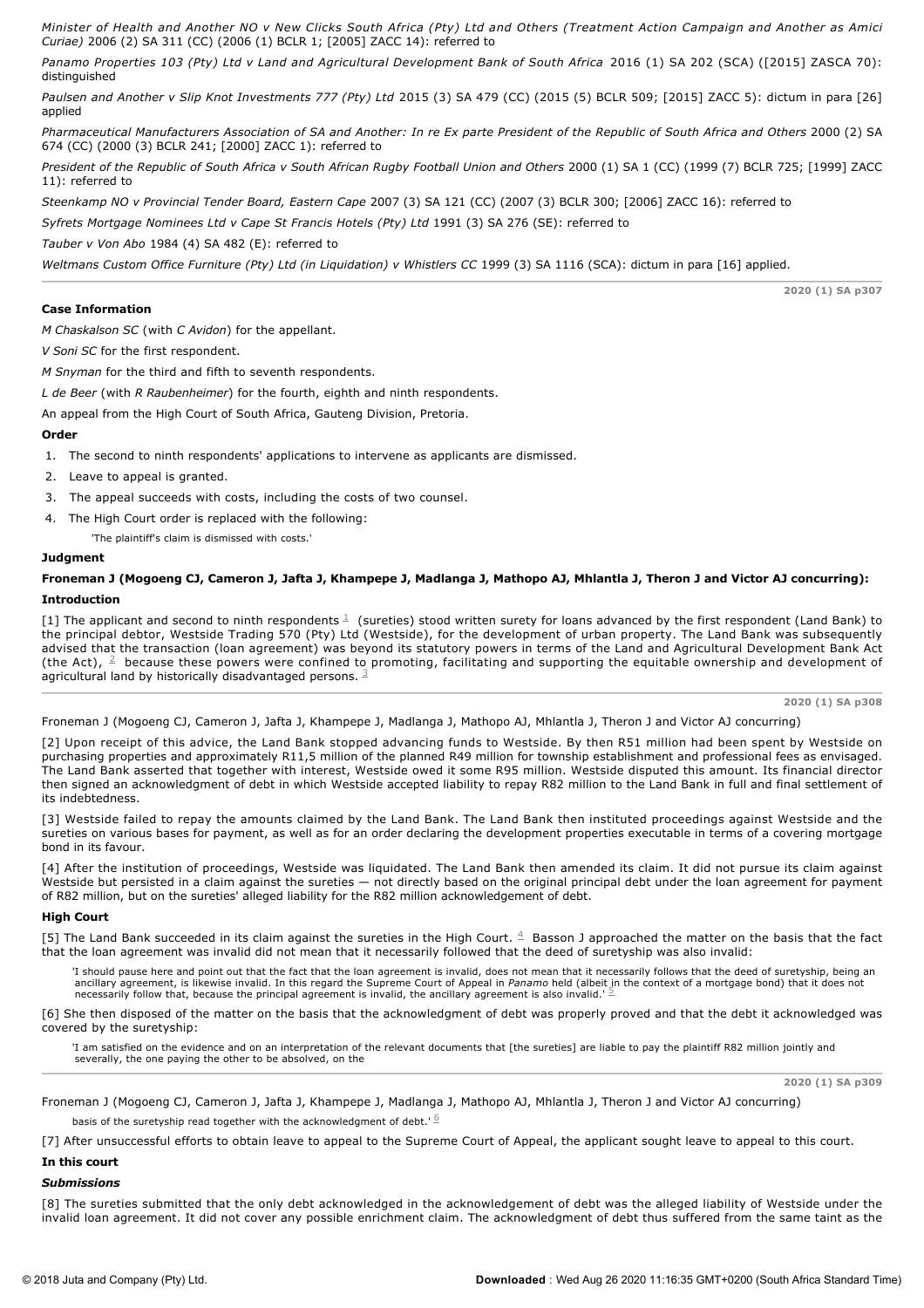*Minister of Health and Another NO v New Clicks South Africa (Pty) Ltd and Others (Treatment Action Campaign and Another as Amici Curiae)* 2006 (2) SA 311 (CC) (2006 (1) BCLR 1; [2005] ZACC 14): referred to

*Panamo Properties 103 (Pty) Ltd v Land and Agricultural Development Bank of South Africa* 2016 (1) SA 202 (SCA) ([2015] ZASCA 70): distinguished

*Paulsen and Another v Slip Knot Investments 777 (Pty) Ltd* 2015 (3) SA 479 (CC) (2015 (5) BCLR 509; [2015] ZACC 5): dictum in para [26] applied

*Pharmaceutical Manufacturers Association of SA and Another: In re Ex parte President of the Republic of South Africa and Others* 2000 (2) SA 674 (CC) (2000 (3) BCLR 241; [2000] ZACC 1): referred to

*President of the Republic of South Africa v South African Rugby Football Union and Others* 2000 (1) SA 1 (CC) (1999 (7) BCLR 725; [1999] ZACC 11): referred to

*Steenkamp NO v Provincial Tender Board, Eastern Cape* 2007 (3) SA 121 (CC) (2007 (3) BCLR 300; [2006] ZACC 16): referred to

*Syfrets Mortgage Nominees Ltd v Cape St Francis Hotels (Pty) Ltd* 1991 (3) SA 276 (SE): referred to

*Tauber v Von Abo* 1984 (4) SA 482 (E): referred to

*Weltmans Custom Office Furniture (Pty) Ltd (in Liquidation) v Whistlers CC* 1999 (3) SA 1116 (SCA): dictum in para [16] applied.

### Case Information

*M Chaskalson SC* (with *C Avidon*) for the appellant.

*V Soni SC* for the first respondent.

*M Snyman* for the third and fifth to seventh respondents.

*L de Beer* (with *R Raubenheimer*) for the fourth, eighth and ninth respondents.

An appeal from the High Court of South Africa, Gauteng Division, Pretoria.

### Order

1. The second to ninth respondents' applications to intervene as applicants are dismissed.
2. Leave to appeal is granted.
3. The appeal succeeds with costs, including the costs of two counsel.
4. The High Court order is replaced with the following:

   'The plaintiff's claim is dismissed with costs.'

### Judgment

#### Froneman J (Mogoeng CJ, Cameron J, Jafta J, Khampepe J, Madlanga J, Mathopo AJ, Mhlantla J, Theron J and Victor AJ concurring):

### Introduction

[1] The applicant and second to ninth respondents [1] (sureties) stood written surety for loans advanced by the first respondent (Land Bank) to the principal debtor, Westside Trading 570 (Pty) Ltd (Westside), for the development of urban property. The Land Bank was subsequently advised that the transaction (loan agreement) was beyond its statutory powers in terms of the Land and Agricultural Development Bank Act (the Act), [2] because these powers were confined to promoting, facilitating and supporting the equitable ownership and development of agricultural land by historically disadvantaged persons. [3]

[2] Upon receipt of this advice, the Land Bank stopped advancing funds to Westside. By then R51 million had been spent by Westside on purchasing properties and approximately R11,5 million of the planned R49 million for township establishment and professional fees as envisaged. The Land Bank asserted that together with interest, Westside owed it some R95 million. Westside disputed this amount. Its financial director then signed an acknowledgment of debt in which Westside accepted liability to repay R82 million to the Land Bank in full and final settlement of its indebtedness.

[3] Westside failed to repay the amounts claimed by the Land Bank. The Land Bank then instituted proceedings against Westside and the sureties on various bases for payment, as well as for an order declaring the development properties executable in terms of a covering mortgage bond in its favour.

[4] After the institution of proceedings, Westside was liquidated. The Land Bank then amended its claim. It did not pursue its claim against Westside but persisted in a claim against the sureties — not directly based on the original principal debt under the loan agreement for payment of R82 million, but on the sureties' alleged liability for the R82 million acknowledgement of debt.

### High Court

[5] The Land Bank succeeded in its claim against the sureties in the High Court. [4] Basson J approached the matter on the basis that the fact that the loan agreement was invalid did not mean that it necessarily followed that the deed of suretyship was also invalid:

> 'I should pause here and point out that the fact that the loan agreement is invalid, does not mean that it necessarily follows that the deed of suretyship, being an ancillary agreement, is likewise invalid. In this regard the Supreme Court of Appeal in *Panamo* held (albeit in the context of a mortgage bond) that it does not necessarily follow that, because the principal agreement is invalid, the ancillary agreement is also invalid.' [5]

[6] She then disposed of the matter on the basis that the acknowledgment of debt was properly proved and that the debt it acknowledged was covered by the suretyship:

> 'I am satisfied on the evidence and on an interpretation of the relevant documents that [the sureties] are liable to pay the plaintiff R82 million jointly and severally, the one paying the other to be absolved, on the basis of the suretyship read together with the acknowledgment of debt.' [6]

[7] After unsuccessful efforts to obtain leave to appeal to the Supreme Court of Appeal, the applicant sought leave to appeal to this court.

### In this court

#### *Submissions*

[8] The sureties submitted that the only debt acknowledged in the acknowledgement of debt was the alleged liability of Westside under the invalid loan agreement. It did not cover any possible enrichment claim. The acknowledgment of debt thus suffered from the same taint as the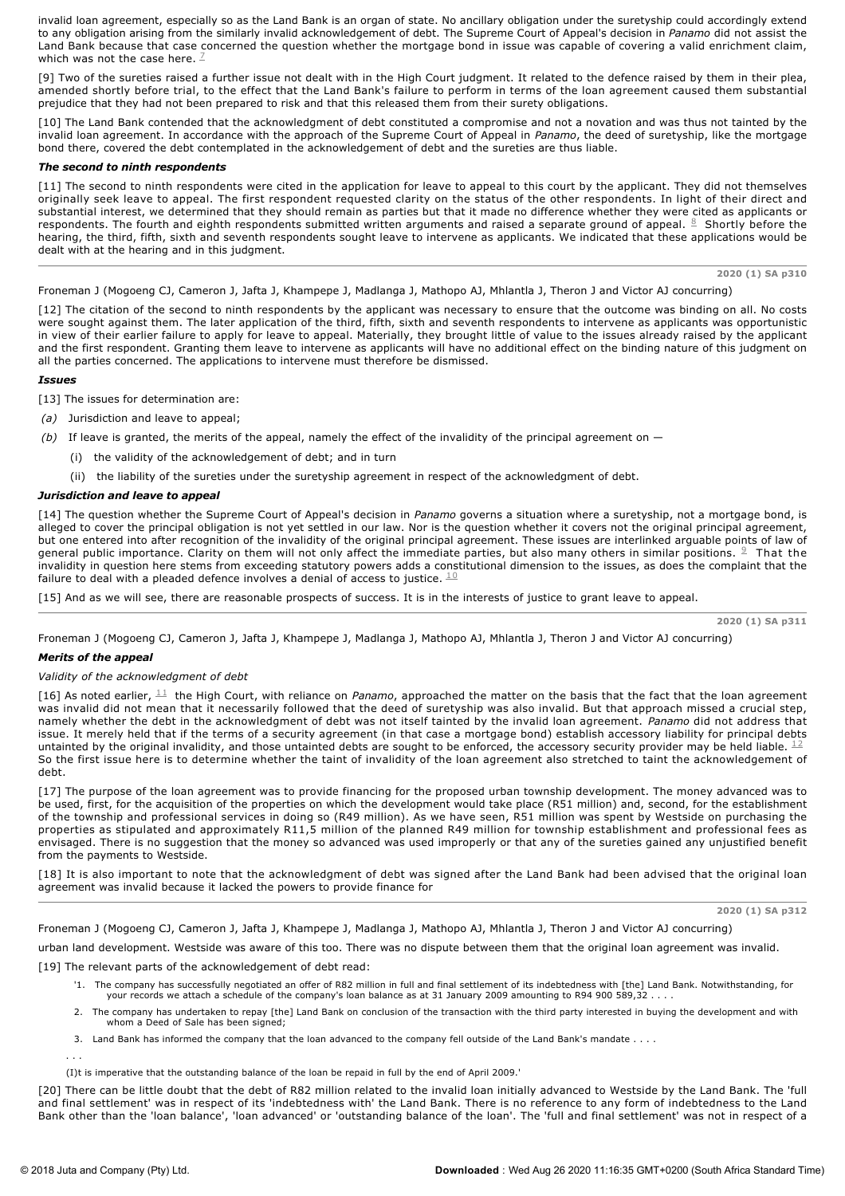invalid loan agreement, especially so as the Land Bank is an organ of state. No ancillary obligation under the suretyship could accordingly extend to any obligation arising from the similarly invalid acknowledgement of debt. The Supreme Court of Appeal's decision in *Panamo* did not assist the Land Bank because that case concerned the question whether the mortgage bond in issue was capable of covering a valid enrichment claim, which was not the case here. [7]

[9] Two of the sureties raised a further issue not dealt with in the High Court judgment. It related to the defence raised by them in their plea, amended shortly before trial, to the effect that the Land Bank's failure to perform in terms of the loan agreement caused them substantial prejudice that they had not been prepared to risk and that this released them from their surety obligations.

[10] The Land Bank contended that the acknowledgment of debt constituted a compromise and not a novation and was thus not tainted by the invalid loan agreement. In accordance with the approach of the Supreme Court of Appeal in *Panamo*, the deed of suretyship, like the mortgage bond there, covered the debt contemplated in the acknowledgement of debt and the sureties are thus liable.

### *The second to ninth respondents*

[11] The second to ninth respondents were cited in the application for leave to appeal to this court by the applicant. They did not themselves originally seek leave to appeal. The first respondent requested clarity on the status of the other respondents. In light of their direct and substantial interest, we determined that they should remain as parties but that it made no difference whether they were cited as applicants or respondents. The fourth and eighth respondents submitted written arguments and raised a separate ground of appeal. [8] Shortly before the hearing, the third, fifth, sixth and seventh respondents sought leave to intervene as applicants. We indicated that these applications would be dealt with at the hearing and in this judgment.

Froneman J (Mogoeng CJ, Cameron J, Jafta J, Khampepe J, Madlanga J, Mathopo AJ, Mhlantla J, Theron J and Victor AJ concurring)

[12] The citation of the second to ninth respondents by the applicant was necessary to ensure that the outcome was binding on all. No costs were sought against them. The later application of the third, fifth, sixth and seventh respondents to intervene as applicants was opportunistic in view of their earlier failure to apply for leave to appeal. Materially, they brought little of value to the issues already raised by the applicant and the first respondent. Granting them leave to intervene as applicants will have no additional effect on the binding nature of this judgment on all the parties concerned. The applications to intervene must therefore be dismissed.

### *Issues*

[13] The issues for determination are:

*(a)* Jurisdiction and leave to appeal;

*(b)* If leave is granted, the merits of the appeal, namely the effect of the invalidity of the principal agreement on —

  (i) the validity of the acknowledgement of debt; and in turn

  (ii) the liability of the sureties under the suretyship agreement in respect of the acknowledgment of debt.

### *Jurisdiction and leave to appeal*

[14] The question whether the Supreme Court of Appeal's decision in *Panamo* governs a situation where a suretyship, not a mortgage bond, is alleged to cover the principal obligation is not yet settled in our law. Nor is the question whether it covers not the original principal agreement, but one entered into after recognition of the invalidity of the original principal agreement. These issues are interlinked arguable points of law of general public importance. Clarity on them will not only affect the immediate parties, but also many others in similar positions. [9] That the invalidity in question here stems from exceeding statutory powers adds a constitutional dimension to the issues, as does the complaint that the failure to deal with a pleaded defence involves a denial of access to justice. [10]

[15] And as we will see, there are reasonable prospects of success. It is in the interests of justice to grant leave to appeal.

Froneman J (Mogoeng CJ, Cameron J, Jafta J, Khampepe J, Madlanga J, Mathopo AJ, Mhlantla J, Theron J and Victor AJ concurring)

### *Merits of the appeal*

#### *Validity of the acknowledgment of debt*

[16] As noted earlier, [11] the High Court, with reliance on *Panamo*, approached the matter on the basis that the fact that the loan agreement was invalid did not mean that it necessarily followed that the deed of suretyship was also invalid. But that approach missed a crucial step, namely whether the debt in the acknowledgment of debt was not itself tainted by the invalid loan agreement. *Panamo* did not address that issue. It merely held that if the terms of a security agreement (in that case a mortgage bond) establish accessory liability for principal debts untainted by the original invalidity, and those untainted debts are sought to be enforced, the accessory security provider may be held liable. [12] So the first issue here is to determine whether the taint of invalidity of the loan agreement also stretched to taint the acknowledgement of debt.

[17] The purpose of the loan agreement was to provide financing for the proposed urban township development. The money advanced was to be used, first, for the acquisition of the properties on which the development would take place (R51 million) and, second, for the establishment of the township and professional services in doing so (R49 million). As we have seen, R51 million was spent by Westside on purchasing the properties as stipulated and approximately R11,5 million of the planned R49 million for township establishment and professional fees as envisaged. There is no suggestion that the money so advanced was used improperly or that any of the sureties gained any unjustified benefit from the payments to Westside.

[18] It is also important to note that the acknowledgment of debt was signed after the Land Bank had been advised that the original loan agreement was invalid because it lacked the powers to provide finance for

Froneman J (Mogoeng CJ, Cameron J, Jafta J, Khampepe J, Madlanga J, Mathopo AJ, Mhlantla J, Theron J and Victor AJ concurring)

urban land development. Westside was aware of this too. There was no dispute between them that the original loan agreement was invalid.

[19] The relevant parts of the acknowledgement of debt read:

> '1. The company has successfully negotiated an offer of R82 million in full and final settlement of its indebtedness with [the] Land Bank. Notwithstanding, for your records we attach a schedule of the company's loan balance as at 31 January 2009 amounting to R94 900 589,32 . . . .
>
> 2. The company has undertaken to repay [the] Land Bank on conclusion of the transaction with the third party interested in buying the development and with whom a Deed of Sale has been signed;
>
> 3. Land Bank has informed the company that the loan advanced to the company fell outside of the Land Bank's mandate . . . .
>
> . . .
>
> (I)t is imperative that the outstanding balance of the loan be repaid in full by the end of April 2009.'

[20] There can be little doubt that the debt of R82 million related to the invalid loan initially advanced to Westside by the Land Bank. The 'full and final settlement' was in respect of its 'indebtedness with' the Land Bank. There is no reference to any form of indebtedness to the Land Bank other than the 'loan balance', 'loan advanced' or 'outstanding balance of the loan'. The 'full and final settlement' was not in respect of a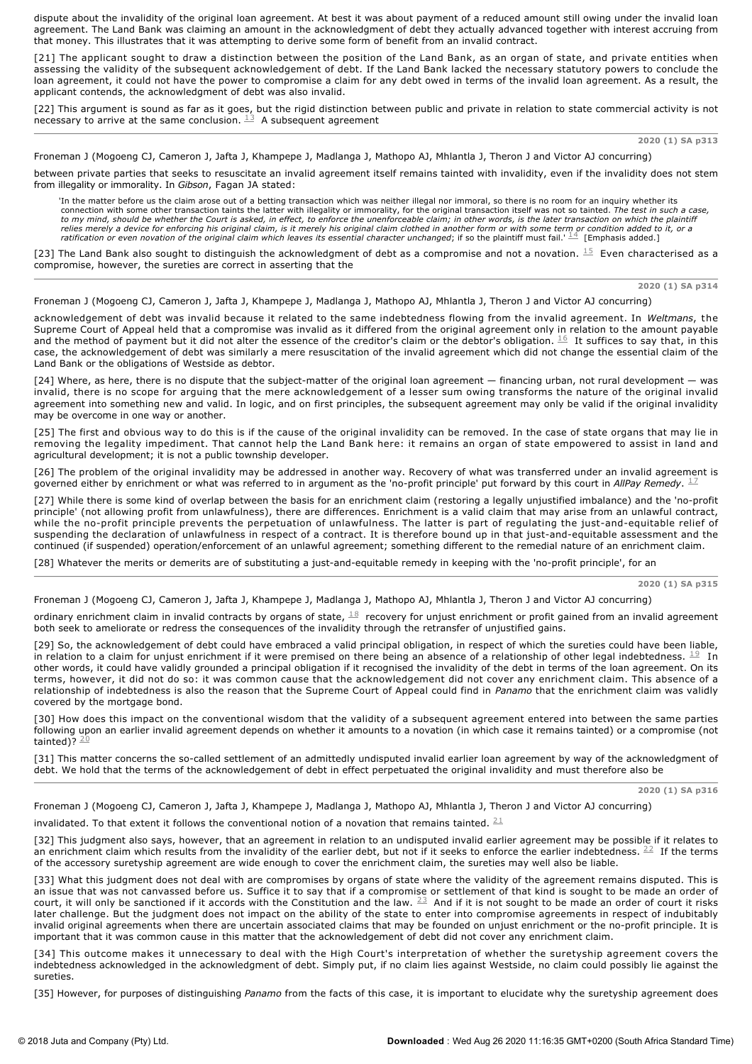dispute about the invalidity of the original loan agreement. At best it was about payment of a reduced amount still owing under the invalid loan agreement. The Land Bank was claiming an amount in the acknowledgment of debt they actually advanced together with interest accruing from that money. This illustrates that it was attempting to derive some form of benefit from an invalid contract.

[21] The applicant sought to draw a distinction between the position of the Land Bank, as an organ of state, and private entities when assessing the validity of the subsequent acknowledgement of debt. If the Land Bank lacked the necessary statutory powers to conclude the loan agreement, it could not have the power to compromise a claim for any debt owed in terms of the invalid loan agreement. As a result, the applicant contends, the acknowledgment of debt was also invalid.

[22] This argument is sound as far as it goes, but the rigid distinction between public and private in relation to state commercial activity is not necessary to arrive at the same conclusion. [13] A subsequent agreement between private parties that seeks to resuscitate an invalid agreement itself remains tainted with invalidity, even if the invalidity does not stem from illegality or immorality. In *Gibson*, Fagan JA stated:

> 'In the matter before us the claim arose out of a betting transaction which was neither illegal nor immoral, so there is no room for an inquiry whether its connection with some other transaction taints the latter with illegality or immorality, for the original transaction itself was not so tainted. *The test in such a case, to my mind, should be whether the Court is asked, in effect, to enforce the unenforceable claim; in other words, is the later transaction on which the plaintiff relies merely a device for enforcing his original claim, is it merely his original claim clothed in another form or with some term or condition added to it, or a ratification or even novation of the original claim which leaves its essential character unchanged*; if so the plaintiff must fail.' [14] [Emphasis added.]

[23] The Land Bank also sought to distinguish the acknowledgment of debt as a compromise and not a novation. [15] Even characterised as a compromise, however, the sureties are correct in asserting that the acknowledgement of debt was invalid because it related to the same indebtedness flowing from the invalid agreement. In *Weltmans*, the Supreme Court of Appeal held that a compromise was invalid as it differed from the original agreement only in relation to the amount payable and the method of payment but it did not alter the essence of the creditor's claim or the debtor's obligation. [16] It suffices to say that, in this case, the acknowledgement of debt was similarly a mere resuscitation of the invalid agreement which did not change the essential claim of the Land Bank or the obligations of Westside as debtor.

[24] Where, as here, there is no dispute that the subject-matter of the original loan agreement — financing urban, not rural development — was invalid, there is no scope for arguing that the mere acknowledgement of a lesser sum owing transforms the nature of the original invalid agreement into something new and valid. In logic, and on first principles, the subsequent agreement may only be valid if the original invalidity may be overcome in one way or another.

[25] The first and obvious way to do this is if the cause of the original invalidity can be removed. In the case of state organs that may lie in removing the legality impediment. That cannot help the Land Bank here: it remains an organ of state empowered to assist in land and agricultural development; it is not a public township developer.

[26] The problem of the original invalidity may be addressed in another way. Recovery of what was transferred under an invalid agreement is governed either by enrichment or what was referred to in argument as the 'no-profit principle' put forward by this court in *AllPay Remedy*. [17]

[27] While there is some kind of overlap between the basis for an enrichment claim (restoring a legally unjustified imbalance) and the 'no-profit principle' (not allowing profit from unlawfulness), there are differences. Enrichment is a valid claim that may arise from an unlawful contract, while the no-profit principle prevents the perpetuation of unlawfulness. The latter is part of regulating the just-and-equitable relief of suspending the declaration of unlawfulness in respect of a contract. It is therefore bound up in that just-and-equitable assessment and the continued (if suspended) operation/enforcement of an unlawful agreement; something different to the remedial nature of an enrichment claim.

[28] Whatever the merits or demerits are of substituting a just-and-equitable remedy in keeping with the 'no-profit principle', for an ordinary enrichment claim in invalid contracts by organs of state, [18] recovery for unjust enrichment or profit gained from an invalid agreement both seek to ameliorate or redress the consequences of the invalidity through the retransfer of unjustified gains.

[29] So, the acknowledgement of debt could have embraced a valid principal obligation, in respect of which the sureties could have been liable, in relation to a claim for unjust enrichment if it were premised on there being an absence of a relationship of other legal indebtedness. [19] In other words, it could have validly grounded a principal obligation if it recognised the invalidity of the debt in terms of the loan agreement. On its terms, however, it did not do so: it was common cause that the acknowledgement did not cover any enrichment claim. This absence of a relationship of indebtedness is also the reason that the Supreme Court of Appeal could find in *Panamo* that the enrichment claim was validly covered by the mortgage bond.

[30] How does this impact on the conventional wisdom that the validity of a subsequent agreement entered into between the same parties following upon an earlier invalid agreement depends on whether it amounts to a novation (in which case it remains tainted) or a compromise (not tainted)? [20]

[31] This matter concerns the so-called settlement of an admittedly undisputed invalid earlier loan agreement by way of the acknowledgment of debt. We hold that the terms of the acknowledgement of debt in effect perpetuated the original invalidity and must therefore also be invalidated. To that extent it follows the conventional notion of a novation that remains tainted. [21]

[32] This judgment also says, however, that an agreement in relation to an undisputed invalid earlier agreement may be possible if it relates to an enrichment claim which results from the invalidity of the earlier debt, but not if it seeks to enforce the earlier indebtedness. [22] If the terms of the accessory suretyship agreement are wide enough to cover the enrichment claim, the sureties may well also be liable.

[33] What this judgment does not deal with are compromises by organs of state where the validity of the agreement remains disputed. This is an issue that was not canvassed before us. Suffice it to say that if a compromise or settlement of that kind is sought to be made an order of court, it will only be sanctioned if it accords with the Constitution and the law. [23] And if it is not sought to be made an order of court it risks later challenge. But the judgment does not impact on the ability of the state to enter into compromise agreements in respect of indubitably invalid original agreements when there are uncertain associated claims that may be founded on unjust enrichment or the no-profit principle. It is important that it was common cause in this matter that the acknowledgement of debt did not cover any enrichment claim.

[34] This outcome makes it unnecessary to deal with the High Court's interpretation of whether the suretyship agreement covers the indebtedness acknowledged in the acknowledgment of debt. Simply put, if no claim lies against Westside, no claim could possibly lie against the sureties.

[35] However, for purposes of distinguishing *Panamo* from the facts of this case, it is important to elucidate why the suretyship agreement does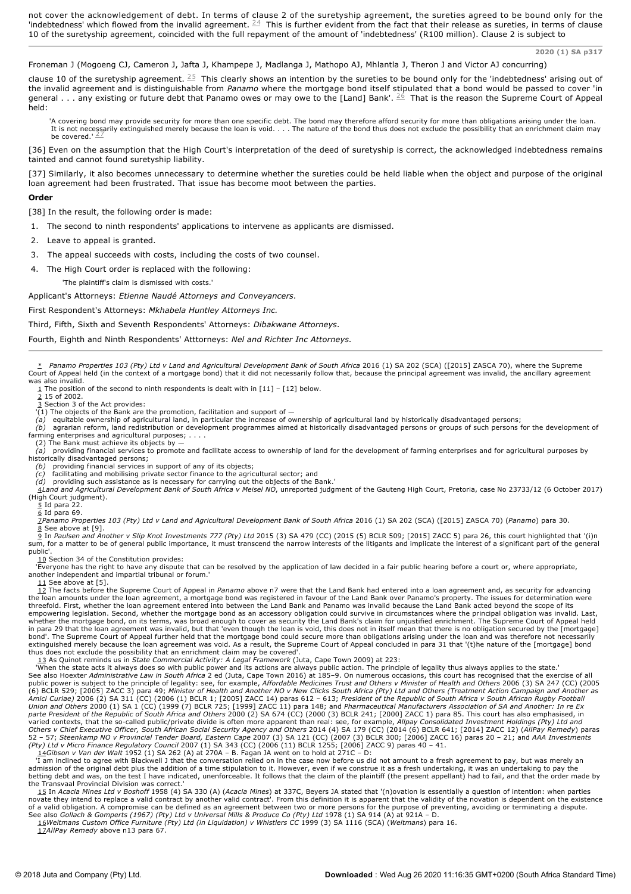not cover the acknowledgement of debt. In terms of clause 2 of the suretyship agreement, the sureties agreed to be bound only for the 'indebtedness' which flowed from the invalid agreement. [24] This is further evident from the fact that their release as sureties, in terms of clause 10 of the suretyship agreement, coincided with the full repayment of the amount of 'indebtedness' (R100 million). Clause 2 is subject to

**2020 (1) SA p317**

Froneman J (Mogoeng CJ, Cameron J, Jafta J, Khampepe J, Madlanga J, Mathopo AJ, Mhlantla J, Theron J and Victor AJ concurring)

clause 10 of the suretyship agreement. [25] This clearly shows an intention by the sureties to be bound only for the 'indebtedness' arising out of the invalid agreement and is distinguishable from *Panamo* where the mortgage bond itself stipulated that a bond would be passed to cover 'in general . . . any existing or future debt that Panamo owes or may owe to the [Land] Bank'. [26] That is the reason the Supreme Court of Appeal held:

> 'A covering bond may provide security for more than one specific debt. The bond may therefore afford security for more than obligations arising under the loan. It is not necessarily extinguished merely because the loan is void. . . . The nature of the bond thus does not exclude the possibility that an enrichment claim may be covered.' [27]

[36] Even on the assumption that the High Court's interpretation of the deed of suretyship is correct, the acknowledged indebtedness remains tainted and cannot found suretyship liability.

[37] Similarly, it also becomes unnecessary to determine whether the sureties could be held liable when the object and purpose of the original loan agreement had been frustrated. That issue has become moot between the parties.

**Order**

[38] In the result, the following order is made:

1. The second to ninth respondents' applications to intervene as applicants are dismissed.
2. Leave to appeal is granted.
3. The appeal succeeds with costs, including the costs of two counsel.
4. The High Court order is replaced with the following:

   'The plaintiff's claim is dismissed with costs.'

Applicant's Attorneys: *Etienne Naudé Attorneys and Conveyancers*.

First Respondent's Attorneys: *Mkhabela Huntley Attorneys Inc.*

Third, Fifth, Sixth and Seventh Respondents' Attorneys: *Dibakwane Attorneys*.

Fourth, Eighth and Ninth Respondents' Atttorneys: *Nel and Richter Inc Attorneys.*

---

\* *Panamo Properties 103 (Pty) Ltd v Land and Agricultural Development Bank of South Africa* 2016 (1) SA 202 (SCA) ([2015] ZASCA 70), where the Supreme Court of Appeal held (in the context of a mortgage bond) that it did not necessarily follow that, because the principal agreement was invalid, the ancillary agreement was also invalid.

1 The position of the second to ninth respondents is dealt with in [11] – [12] below.

2 15 of 2002.

3 Section 3 of the Act provides:

'(1) The objects of the Bank are the promotion, facilitation and support of —

*(a)* equitable ownership of agricultural land, in particular the increase of ownership of agricultural land by historically disadvantaged persons;

*(b)* agrarian reform, land redistribution or development programmes aimed at historically disadvantaged persons or groups of such persons for the development of farming enterprises and agricultural purposes; . . . .

(2) The Bank must achieve its objects by —

*(a)* providing financial services to promote and facilitate access to ownership of land for the development of farming enterprises and for agricultural purposes by historically disadvantaged persons;

*(b)* providing financial services in support of any of its objects;

*(c)* facilitating and mobilising private sector finance to the agricultural sector; and

*(d)* providing such assistance as is necessary for carrying out the objects of the Bank.'

4 *Land and Agricultural Development Bank of South Africa v Meisel NO*, unreported judgment of the Gauteng High Court, Pretoria, case No 23733/12 (6 October 2017) (High Court judgment).

5 Id para 22.

6 Id para 69.

7 *Panamo Properties 103 (Pty) Ltd v Land and Agricultural Development Bank of South Africa* 2016 (1) SA 202 (SCA) ([2015] ZASCA 70) (*Panamo*) para 30.

8 See above at [9].

9 In *Paulsen and Another v Slip Knot Investments 777 (Pty) Ltd* 2015 (3) SA 479 (CC) (2015 (5) BCLR 509; [2015] ZACC 5) para 26, this court highlighted that '(i)n sum, for a matter to be of general public importance, it must transcend the narrow interests of the litigants and implicate the interest of a significant part of the general public'.

10 Section 34 of the Constitution provides:

'Everyone has the right to have any dispute that can be resolved by the application of law decided in a fair public hearing before a court or, where appropriate, another independent and impartial tribunal or forum.'

11 See above at [5].

12 The facts before the Supreme Court of Appeal in *Panamo* above n7 were that the Land Bank had entered into a loan agreement and, as security for advancing the loan amounts under the loan agreement, a mortgage bond was registered in favour of the Land Bank over Panamo's property. The issues for determination were threefold. First, whether the loan agreement entered into between the Land Bank and Panamo was invalid because the Land Bank acted beyond the scope of its empowering legislation. Second, whether the mortgage bond as an accessory obligation could survive in circumstances where the principal obligation was invalid. Last, whether the mortgage bond, on its terms, was broad enough to cover as security the Land Bank's claim for unjustified enrichment. The Supreme Court of Appeal held in para 29 that the loan agreement was invalid, but that 'even though the loan is void, this does not in itself mean that there is no obligation secured by the [mortgage] bond'. The Supreme Court of Appeal further held that the mortgage bond could secure more than obligations arising under the loan and was therefore not necessarily extinguished merely because the loan agreement was void. As a result, the Supreme Court of Appeal concluded in para 31 that '(t)he nature of the [mortgage] bond thus does not exclude the possibility that an enrichment claim may be covered'.

13 As Quinot reminds us in *State Commercial Activity: A Legal Framework* (Juta, Cape Town 2009) at 223:

'When the state acts it always does so with public power and its actions are always public action. The principle of legality thus always applies to the state.'

See also Hoexter *Administrative Law in South Africa* 2 ed (Juta, Cape Town 2016) at 185–9. On numerous occasions, this court has recognised that the exercise of all public power is subject to the principle of legality: see, for example, *Affordable Medicines Trust and Others v Minister of Health and Others* 2006 (3) SA 247 (CC) (2005 (6) BCLR 529; [2005] ZACC 3) para 49; *Minister of Health and Another NO v New Clicks South Africa (Pty) Ltd and Others (Treatment Action Campaign and Another as Amici Curiae)* 2006 (2) SA 311 (CC) (2006 (1) BCLR 1; [2005] ZACC 14) paras 612 – 613; *President of the Republic of South Africa v South African Rugby Football Union and Others* 2000 (1) SA 1 (CC) (1999 (7) BCLR 725; [1999] ZACC 11) para 148; and *Pharmaceutical Manufacturers Association of SA and Another: In re Ex parte President of the Republic of South Africa and Others* 2000 (2) SA 674 (CC) (2000 (3) BCLR 241; [2000] ZACC 1) para 85. This court has also emphasised, in varied contexts, that the so-called public/private divide is often more apparent than real: see, for example, *Allpay Consolidated Investment Holdings (Pty) Ltd and Others v Chief Executive Officer, South African Social Security Agency and Others* 2014 (4) SA 179 (CC) (2014 (6) BCLR 641; [2014] ZACC 12) (*AllPay Remedy*) paras 52 – 57; *Steenkamp NO v Provincial Tender Board, Eastern Cape* 2007 (3) SA 121 (CC) (2007 (3) BCLR 300; [2006] ZACC 16) paras 20 – 21; and *AAA Investments (Pty) Ltd v Micro Finance Regulatory Council* 2007 (1) SA 343 (CC) (2006 (11) BCLR 1255; [2006] ZACC 9) paras 40 – 41.

14 *Gibson v Van der Walt* 1952 (1) SA 262 (A) at 270A – B. Fagan JA went on to hold at 271C – D:

'I am inclined to agree with Blackwell J that the conversation relied on in the case now before us did not amount to a fresh agreement to pay, but was merely an admission of the original debt plus the addition of a time stipulation to it. However, even if we construe it as a fresh undertaking, it was an undertaking to pay the betting debt and was, on the test I have indicated, unenforceable. It follows that the claim of the plaintiff (the present appellant) had to fail, and that the order made by the Transvaal Provincial Division was correct.'

15 In *Acacia Mines Ltd v Boshoff* 1958 (4) SA 330 (A) (*Acacia Mines*) at 337C, Beyers JA stated that '(n)ovation is essentially a question of intention: when parties novate they intend to replace a valid contract by another valid contract'. From this definition it is apparent that the validity of the novation is dependent on the existence of a valid obligation. A compromise can be defined as an agreement between two or more persons for the purpose of preventing, avoiding or terminating a dispute. See also *Gollach & Gomperts (1967) (Pty) Ltd v Universal Mills & Produce Co (Pty) Ltd* 1978 (1) SA 914 (A) at 921A – D.

16 *Weltmans Custom Office Furniture (Pty) Ltd (in Liquidation) v Whistlers CC* 1999 (3) SA 1116 (SCA) (*Weltmans*) para 16.

17 *AllPay Remedy* above n13 para 67.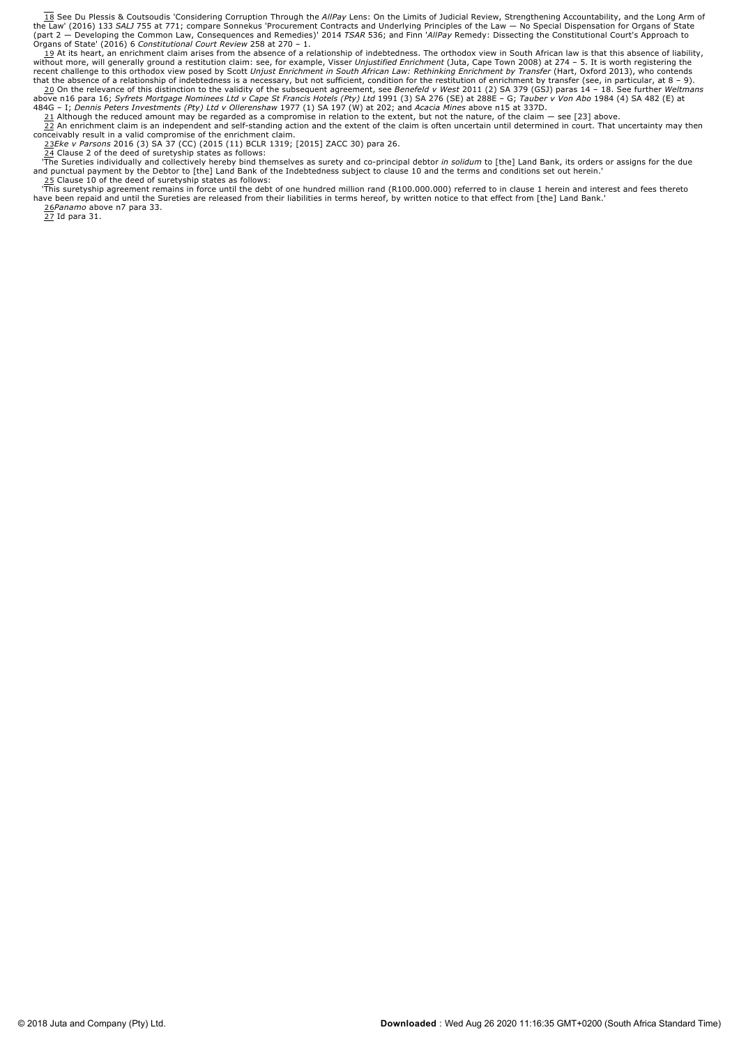18 See Du Plessis & Coutsoudis 'Considering Corruption Through the *AllPay* Lens: On the Limits of Judicial Review, Strengthening Accountability, and the Long Arm of the Law' (2016) 133 *SALJ* 755 at 771; compare Sonnekus 'Procurement Contracts and Underlying Principles of the Law — No Special Dispensation for Organs of State (part 2 — Developing the Common Law, Consequences and Remedies)' 2014 *TSAR* 536; and Finn '*AllPay* Remedy: Dissecting the Constitutional Court's Approach to Organs of State' (2016) 6 *Constitutional Court Review* 258 at 270 – 1.

19 At its heart, an enrichment claim arises from the absence of a relationship of indebtedness. The orthodox view in South African law is that this absence of liability, without more, will generally ground a restitution claim: see, for example, Visser *Unjustified Enrichment* (Juta, Cape Town 2008) at 274 – 5. It is worth registering the recent challenge to this orthodox view posed by Scott *Unjust Enrichment in South African Law: Rethinking Enrichment by Transfer* (Hart, Oxford 2013), who contends that the absence of a relationship of indebtedness is a necessary, but not sufficient, condition for the restitution of enrichment by transfer (see, in particular, at 8 – 9).

20 On the relevance of this distinction to the validity of the subsequent agreement, see *Benefeld v West* 2011 (2) SA 379 (GSJ) paras 14 – 18. See further *Weltmans* above n16 para 16; *Syfrets Mortgage Nominees Ltd v Cape St Francis Hotels (Pty) Ltd* 1991 (3) SA 276 (SE) at 288E – G; *Tauber v Von Abo* 1984 (4) SA 482 (E) at 484G – I; *Dennis Peters Investments (Pty) Ltd v Ollerenshaw* 1977 (1) SA 197 (W) at 202; and *Acacia Mines* above n15 at 337D.

21 Although the reduced amount may be regarded as a compromise in relation to the extent, but not the nature, of the claim — see [23] above.

22 An enrichment claim is an independent and self-standing action and the extent of the claim is often uncertain until determined in court. That uncertainty may then conceivably result in a valid compromise of the enrichment claim.

23 *Eke v Parsons* 2016 (3) SA 37 (CC) (2015 (11) BCLR 1319; [2015] ZACC 30) para 26.

24 Clause 2 of the deed of suretyship states as follows:

'The Sureties individually and collectively hereby bind themselves as surety and co-principal debtor *in solidum* to [the] Land Bank, its orders or assigns for the due and punctual payment by the Debtor to [the] Land Bank of the Indebtedness subject to clause 10 and the terms and conditions set out herein.'

25 Clause 10 of the deed of suretyship states as follows:

'This suretyship agreement remains in force until the debt of one hundred million rand (R100.000.000) referred to in clause 1 herein and interest and fees thereto have been repaid and until the Sureties are released from their liabilities in terms hereof, by written notice to that effect from [the] Land Bank.'

26 *Panamo* above n7 para 33.

27 Id para 31.